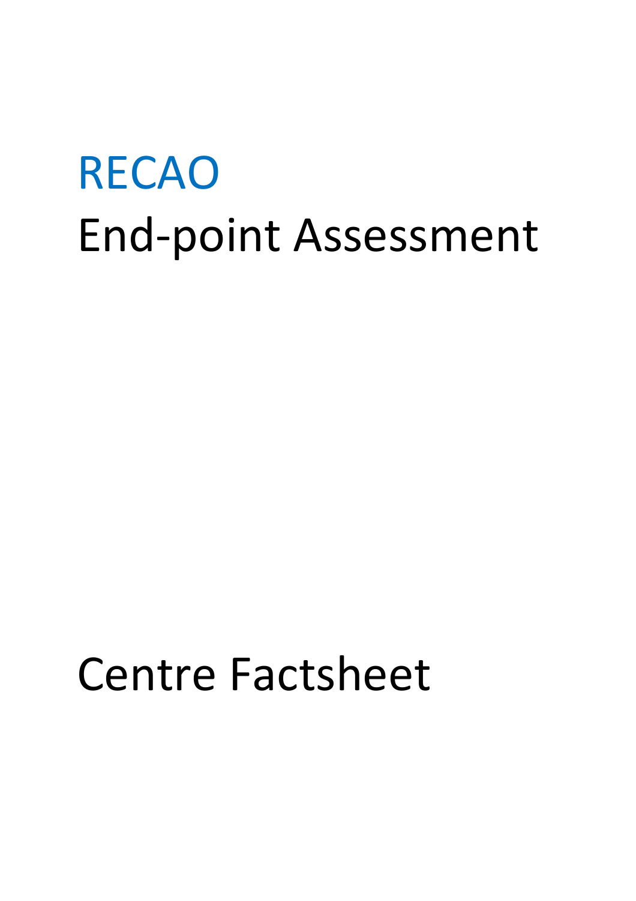# RECAO

# End-point Assessment

# Centre Factsheet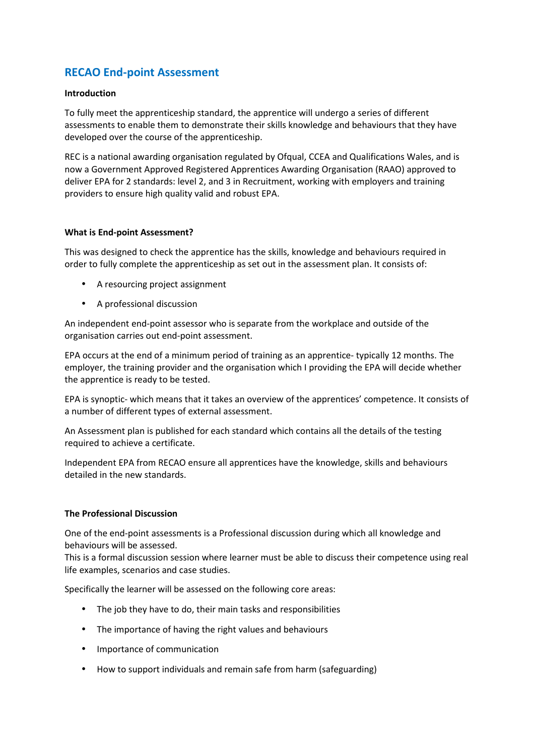## RECAO End-point Assessment

**Introduction**

To fully meet the apprenticeship standard, the apprentice will undergo a series of different assessments to enable them to demonstrate their skills knowledge and behaviours that they have developed over the course of the apprenticeship.

REC is a national awarding organisation regulated by Ofqual, CCEA and Qualifications Wales, and is now a Government Approved Registered Apprentices Awarding Organisation (RAAO) approved to deliver EPA for 2 standards: level 2, and 3 in Recruitment, working with employers and training providers to ensure high quality valid and robust EPA.

**What is End-point Assessment?**

This was designed to check the apprentice has the skills, knowledge and behaviours required in order to fully complete the apprenticeship as set out in the assessment plan. It consists of:

- A resourcing project assignment
- A professional discussion

An independent end-point assessor who is separate from the workplace and outside of the organisation carries out end-point assessment.

EPA occurs at the end of a minimum period of training as an apprentice- typically 12 months. The employer, the training provider and the organisation which I providing the EPA will decide whether the apprentice is ready to be tested.

EPA is synoptic- which means that it takes an overview of the apprentices' competence. It consists of a number of different types of external assessment.

An Assessment plan is published for each standard which contains all the details of the testing required to achieve a certificate.

Independent EPA from RECAO ensure all apprentices have the knowledge, skills and behaviours detailed in the new standards.

**The Professional Discussion**

One of the end-point assessments is a Professional discussion during which all knowledge and behaviours will be assessed.
This is a formal discussion session where learner must be able to discuss their competence using real life examples, scenarios and case studies.

Specifically the learner will be assessed on the following core areas:

- The job they have to do, their main tasks and responsibilities
- The importance of having the right values and behaviours
- Importance of communication
- How to support individuals and remain safe from harm (safeguarding)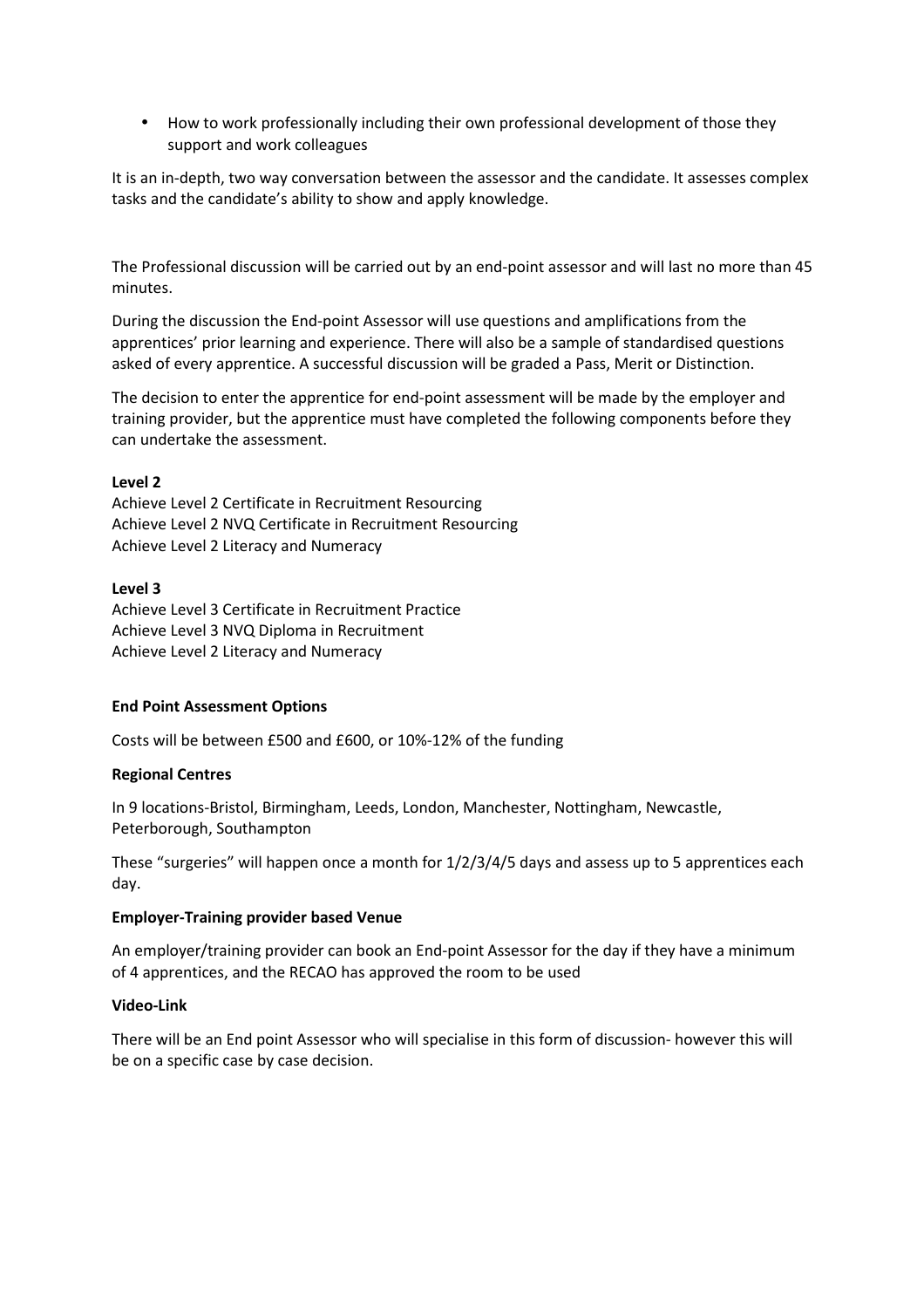- How to work professionally including their own professional development of those they support and work colleagues

It is an in-depth, two way conversation between the assessor and the candidate. It assesses complex tasks and the candidate's ability to show and apply knowledge.

The Professional discussion will be carried out by an end-point assessor and will last no more than 45 minutes.

During the discussion the End-point Assessor will use questions and amplifications from the apprentices' prior learning and experience. There will also be a sample of standardised questions asked of every apprentice. A successful discussion will be graded a Pass, Merit or Distinction.

The decision to enter the apprentice for end-point assessment will be made by the employer and training provider, but the apprentice must have completed the following components before they can undertake the assessment.

**Level 2**
Achieve Level 2 Certificate in Recruitment Resourcing
Achieve Level 2 NVQ Certificate in Recruitment Resourcing
Achieve Level 2 Literacy and Numeracy

**Level 3**
Achieve Level 3 Certificate in Recruitment Practice
Achieve Level 3 NVQ Diploma in Recruitment
Achieve Level 2 Literacy and Numeracy

**End Point Assessment Options**

Costs will be between £500 and £600, or 10%-12% of the funding

**Regional Centres**

In 9 locations-Bristol, Birmingham, Leeds, London, Manchester, Nottingham, Newcastle, Peterborough, Southampton

These "surgeries" will happen once a month for 1/2/3/4/5 days and assess up to 5 apprentices each day.

**Employer-Training provider based Venue**

An employer/training provider can book an End-point Assessor for the day if they have a minimum of 4 apprentices, and the RECAO has approved the room to be used

**Video-Link**

There will be an End point Assessor who will specialise in this form of discussion- however this will be on a specific case by case decision.